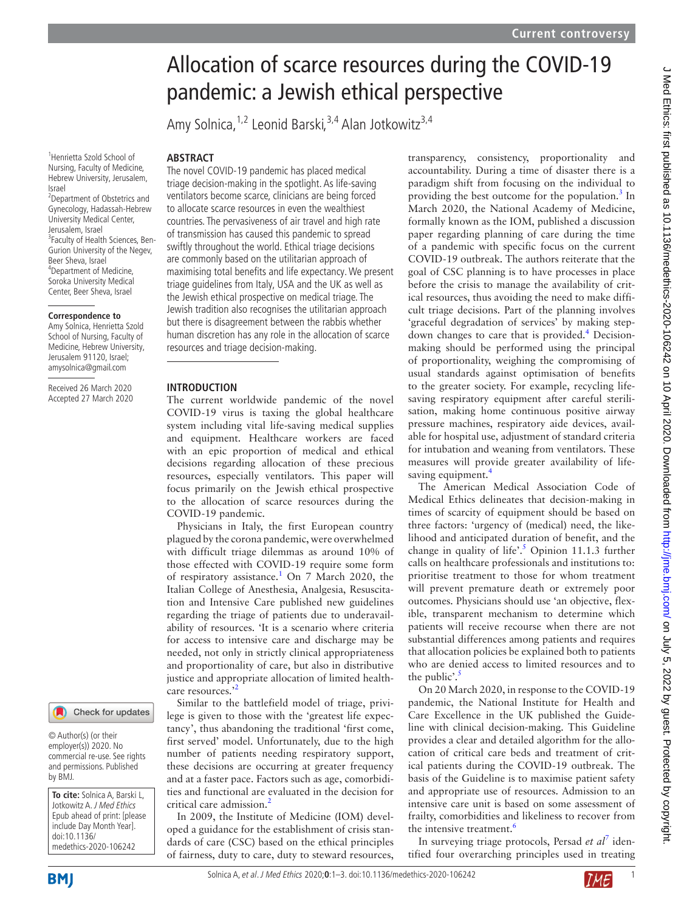# Allocation of scarce resources during the COVID-19 pandemic: a Jewish ethical perspective

Amy Solnica,[1,2] Leonid Barski,[3,4] Alan Jotkowitz[3,4]

[1]Henrietta Szold School of Nursing, Faculty of Medicine, Hebrew University, Jerusalem, Israel
[2]Department of Obstetrics and Gynecology, Hadassah-Hebrew University Medical Center, Jerusalem, Israel
[3]Faculty of Health Sciences, Ben-Gurion University of the Negev, Beer Sheva, Israel
[4]Department of Medicine, Soroka University Medical Center, Beer Sheva, Israel

**Correspondence to**
Amy Solnica, Henrietta Szold School of Nursing, Faculty of Medicine, Hebrew University, Jerusalem 91120, Israel; amysolnica@gmail.com

Received 26 March 2020
Accepted 27 March 2020

© Author(s) (or their employer(s)) 2020. No commercial re-use. See rights and permissions. Published by BMJ.

**To cite:** Solnica A, Barski L, Jotkowitz A. *J Med Ethics* Epub ahead of print: [please include Day Month Year]. doi:10.1136/medethics-2020-106242

## ABSTRACT

The novel COVID-19 pandemic has placed medical triage decision-making in the spotlight. As life-saving ventilators become scarce, clinicians are being forced to allocate scarce resources in even the wealthiest countries. The pervasiveness of air travel and high rate of transmission has caused this pandemic to spread swiftly throughout the world. Ethical triage decisions are commonly based on the utilitarian approach of maximising total benefits and life expectancy. We present triage guidelines from Italy, USA and the UK as well as the Jewish ethical prospective on medical triage. The Jewish tradition also recognises the utilitarian approach but there is disagreement between the rabbis whether human discretion has any role in the allocation of scarce resources and triage decision-making.

## INTRODUCTION

The current worldwide pandemic of the novel COVID-19 virus is taxing the global healthcare system including vital life-saving medical supplies and equipment. Healthcare workers are faced with an epic proportion of medical and ethical decisions regarding allocation of these precious resources, especially ventilators. This paper will focus primarily on the Jewish ethical prospective to the allocation of scarce resources during the COVID-19 pandemic.

Physicians in Italy, the first European country plagued by the corona pandemic, were overwhelmed with difficult triage dilemmas as around 10% of those effected with COVID-19 require some form of respiratory assistance.[1] On 7 March 2020, the Italian College of Anesthesia, Analgesia, Resuscitation and Intensive Care published new guidelines regarding the triage of patients due to underavailability of resources. 'It is a scenario where criteria for access to intensive care and discharge may be needed, not only in strictly clinical appropriateness and proportionality of care, but also in distributive justice and appropriate allocation of limited healthcare resources.'[2]

Similar to the battlefield model of triage, privilege is given to those with the 'greatest life expectancy', thus abandoning the traditional 'first come, first served' model. Unfortunately, due to the high number of patients needing respiratory support, these decisions are occurring at greater frequency and at a faster pace. Factors such as age, comorbidities and functional are evaluated in the decision for critical care admission.[2]

In 2009, the Institute of Medicine (IOM) developed a guidance for the establishment of crisis standards of care (CSC) based on the ethical principles of fairness, duty to care, duty to steward resources, transparency, consistency, proportionality and accountability. During a time of disaster there is a paradigm shift from focusing on the individual to providing the best outcome for the population.[3] In March 2020, the National Academy of Medicine, formally known as the IOM, published a discussion paper regarding planning of care during the time of a pandemic with specific focus on the current COVID-19 outbreak. The authors reiterate that the goal of CSC planning is to have processes in place before the crisis to manage the availability of critical resources, thus avoiding the need to make difficult triage decisions. Part of the planning involves 'graceful degradation of services' by making step-down changes to care that is provided.[4] Decision-making should be performed using the principal of proportionality, weighing the compromising of usual standards against optimisation of benefits to the greater society. For example, recycling life-saving respiratory equipment after careful sterilisation, making home continuous positive airway pressure machines, respiratory aide devices, available for hospital use, adjustment of standard criteria for intubation and weaning from ventilators. These measures will provide greater availability of life-saving equipment.[4]

The American Medical Association Code of Medical Ethics delineates that decision-making in times of scarcity of equipment should be based on three factors: 'urgency of (medical) need, the likelihood and anticipated duration of benefit, and the change in quality of life'.[5] Opinion 11.1.3 further calls on healthcare professionals and institutions to: prioritise treatment to those for whom treatment will prevent premature death or extremely poor outcomes. Physicians should use 'an objective, flexible, transparent mechanism to determine which patients will receive recourse when there are not substantial differences among patients and requires that allocation policies be explained both to patients who are denied access to limited resources and to the public'.[5]

On 20 March 2020, in response to the COVID-19 pandemic, the National Institute for Health and Care Excellence in the UK published the Guideline with clinical decision-making. This Guideline provides a clear and detailed algorithm for the allocation of critical care beds and treatment of critical patients during the COVID-19 outbreak. The basis of the Guideline is to maximise patient safety and appropriate use of resources. Admission to an intensive care unit is based on some assessment of frailty, comorbidities and likeliness to recover from the intensive treatment.[6]

In surveying triage protocols, Persad *et al*[7] identified four overarching principles used in treating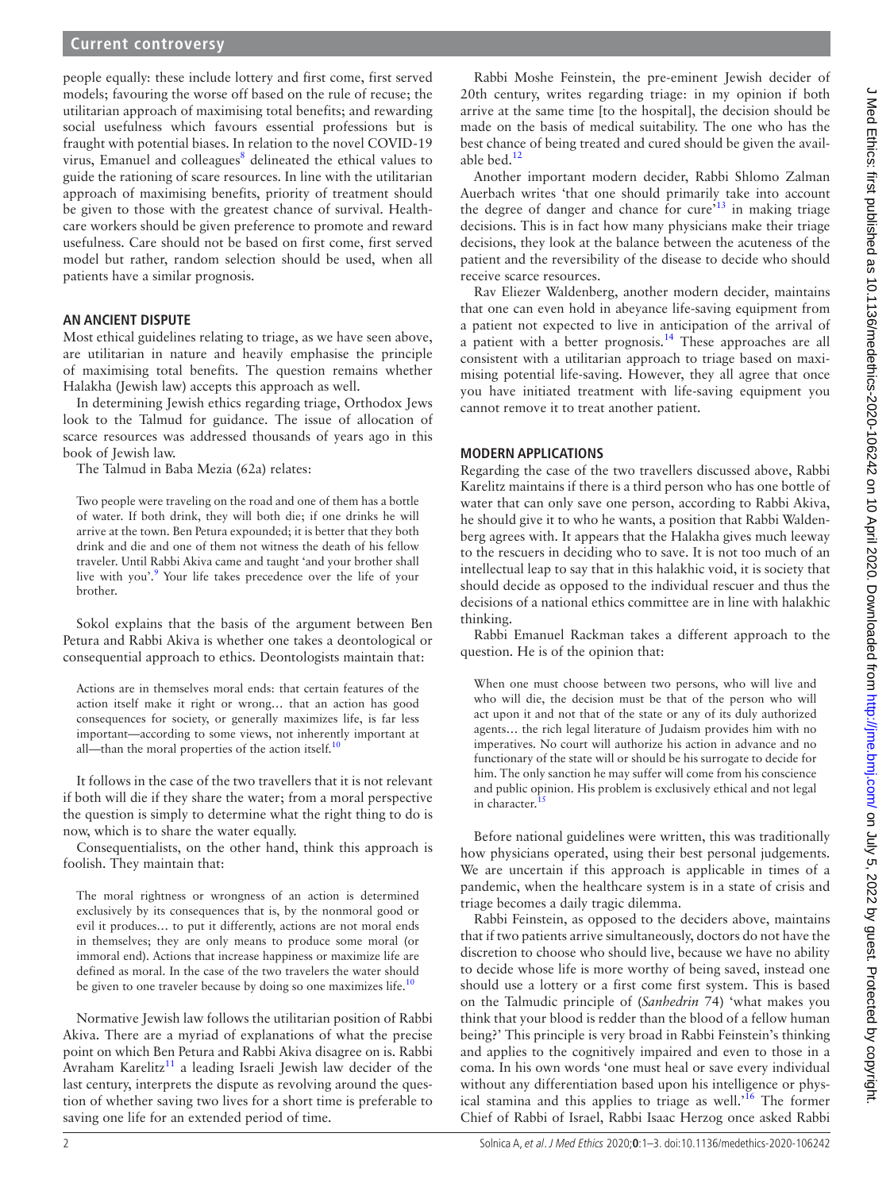people equally: these include lottery and first come, first served models; favouring the worse off based on the rule of recuse; the utilitarian approach of maximising total benefits; and rewarding social usefulness which favours essential professions but is fraught with potential biases. In relation to the novel COVID-19 virus, Emanuel and colleagues[8] delineated the ethical values to guide the rationing of scare resources. In line with the utilitarian approach of maximising benefits, priority of treatment should be given to those with the greatest chance of survival. Healthcare workers should be given preference to promote and reward usefulness. Care should not be based on first come, first served model but rather, random selection should be used, when all patients have a similar prognosis.

## AN ANCIENT DISPUTE

Most ethical guidelines relating to triage, as we have seen above, are utilitarian in nature and heavily emphasise the principle of maximising total benefits. The question remains whether Halakha (Jewish law) accepts this approach as well.

In determining Jewish ethics regarding triage, Orthodox Jews look to the Talmud for guidance. The issue of allocation of scarce resources was addressed thousands of years ago in this book of Jewish law.

The Talmud in Baba Mezia (62a) relates:

> Two people were traveling on the road and one of them has a bottle of water. If both drink, they will both die; if one drinks he will arrive at the town. Ben Petura expounded; it is better that they both drink and die and one of them not witness the death of his fellow traveler. Until Rabbi Akiva came and taught 'and your brother shall live with you'.[9] Your life takes precedence over the life of your brother.

Sokol explains that the basis of the argument between Ben Petura and Rabbi Akiva is whether one takes a deontological or consequential approach to ethics. Deontologists maintain that:

> Actions are in themselves moral ends: that certain features of the action itself make it right or wrong… that an action has good consequences for society, or generally maximizes life, is far less important—according to some views, not inherently important at all—than the moral properties of the action itself.[10]

It follows in the case of the two travellers that it is not relevant if both will die if they share the water; from a moral perspective the question is simply to determine what the right thing to do is now, which is to share the water equally.

Consequentialists, on the other hand, think this approach is foolish. They maintain that:

> The moral rightness or wrongness of an action is determined exclusively by its consequences that is, by the nonmoral good or evil it produces… to put it differently, actions are not moral ends in themselves; they are only means to produce some moral (or immoral end). Actions that increase happiness or maximize life are defined as moral. In the case of the two travelers the water should be given to one traveler because by doing so one maximizes life.[10]

Normative Jewish law follows the utilitarian position of Rabbi Akiva. There are a myriad of explanations of what the precise point on which Ben Petura and Rabbi Akiva disagree on is. Rabbi Avraham Karelitz[11] a leading Israeli Jewish law decider of the last century, interprets the dispute as revolving around the question of whether saving two lives for a short time is preferable to saving one life for an extended period of time.

Rabbi Moshe Feinstein, the pre-eminent Jewish decider of 20th century, writes regarding triage: in my opinion if both arrive at the same time [to the hospital], the decision should be made on the basis of medical suitability. The one who has the best chance of being treated and cured should be given the available bed.[12]

Another important modern decider, Rabbi Shlomo Zalman Auerbach writes 'that one should primarily take into account the degree of danger and chance for cure'[13] in making triage decisions. This is in fact how many physicians make their triage decisions, they look at the balance between the acuteness of the patient and the reversibility of the disease to decide who should receive scarce resources.

Rav Eliezer Waldenberg, another modern decider, maintains that one can even hold in abeyance life-saving equipment from a patient not expected to live in anticipation of the arrival of a patient with a better prognosis.[14] These approaches are all consistent with a utilitarian approach to triage based on maximising potential life-saving. However, they all agree that once you have initiated treatment with life-saving equipment you cannot remove it to treat another patient.

## MODERN APPLICATIONS

Regarding the case of the two travellers discussed above, Rabbi Karelitz maintains if there is a third person who has one bottle of water that can only save one person, according to Rabbi Akiva, he should give it to who he wants, a position that Rabbi Waldenberg agrees with. It appears that the Halakha gives much leeway to the rescuers in deciding who to save. It is not too much of an intellectual leap to say that in this halakhic void, it is society that should decide as opposed to the individual rescuer and thus the decisions of a national ethics committee are in line with halakhic thinking.

Rabbi Emanuel Rackman takes a different approach to the question. He is of the opinion that:

> When one must choose between two persons, who will live and who will die, the decision must be that of the person who will act upon it and not that of the state or any of its duly authorized agents… the rich legal literature of Judaism provides him with no imperatives. No court will authorize his action in advance and no functionary of the state will or should be his surrogate to decide for him. The only sanction he may suffer will come from his conscience and public opinion. His problem is exclusively ethical and not legal in character.[15]

Before national guidelines were written, this was traditionally how physicians operated, using their best personal judgements. We are uncertain if this approach is applicable in times of a pandemic, when the healthcare system is in a state of crisis and triage becomes a daily tragic dilemma.

Rabbi Feinstein, as opposed to the deciders above, maintains that if two patients arrive simultaneously, doctors do not have the discretion to choose who should live, because we have no ability to decide whose life is more worthy of being saved, instead one should use a lottery or a first come first system. This is based on the Talmudic principle of (*Sanhedrin* 74) 'what makes you think that your blood is redder than the blood of a fellow human being?' This principle is very broad in Rabbi Feinstein's thinking and applies to the cognitively impaired and even to those in a coma. In his own words 'one must heal or save every individual without any differentiation based upon his intelligence or physical stamina and this applies to triage as well.'[16] The former Chief of Rabbi of Israel, Rabbi Isaac Herzog once asked Rabbi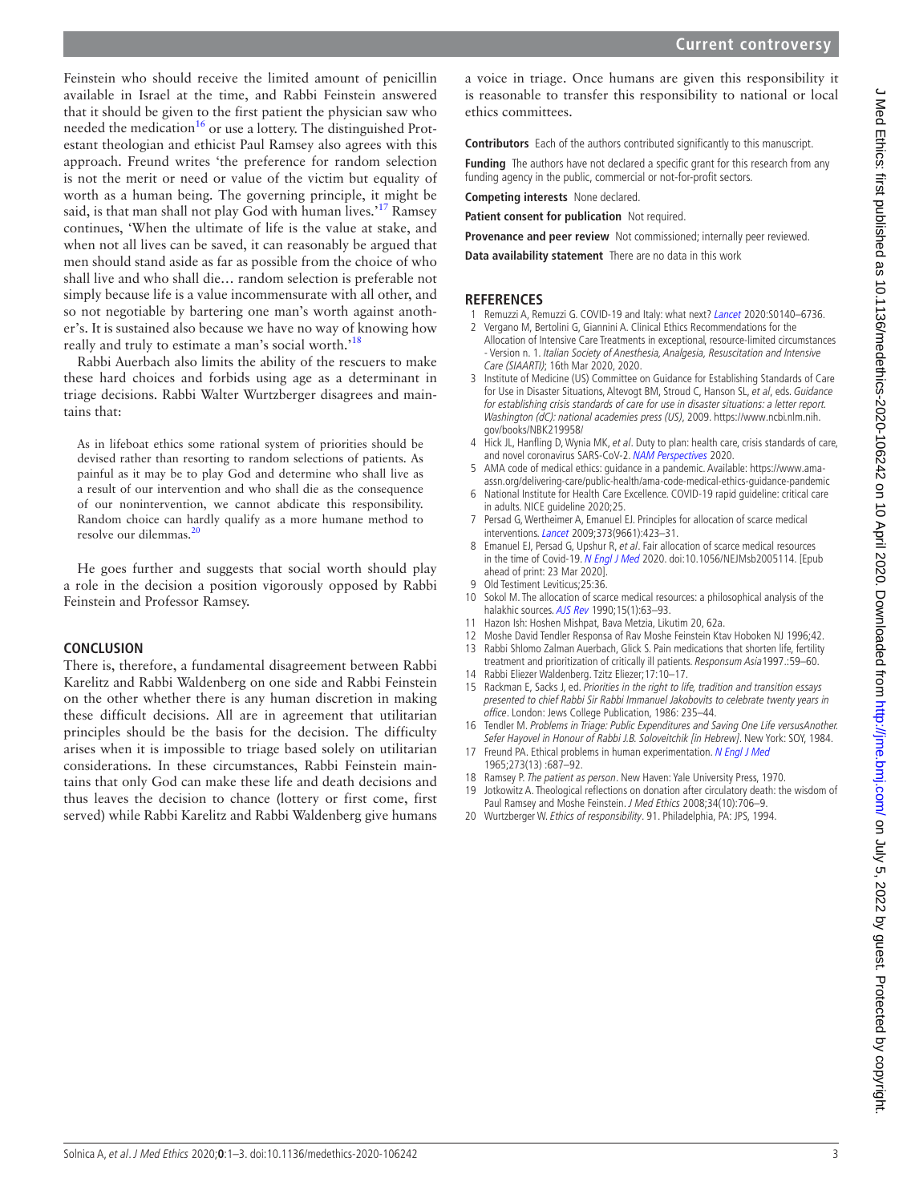Feinstein who should receive the limited amount of penicillin available in Israel at the time, and Rabbi Feinstein answered that it should be given to the first patient the physician saw who needed the medication[16] or use a lottery. The distinguished Protestant theologian and ethicist Paul Ramsey also agrees with this approach. Freund writes 'the preference for random selection is not the merit or need or value of the victim but equality of worth as a human being. The governing principle, it might be said, is that man shall not play God with human lives.'[17] Ramsey continues, 'When the ultimate of life is the value at stake, and when not all lives can be saved, it can reasonably be argued that men should stand aside as far as possible from the choice of who shall live and who shall die… random selection is preferable not simply because life is a value incommensurate with all other, and so not negotiable by bartering one man's worth against another's. It is sustained also because we have no way of knowing how really and truly to estimate a man's social worth.'[18]

Rabbi Auerbach also limits the ability of the rescuers to make these hard choices and forbids using age as a determinant in triage decisions. Rabbi Walter Wurtzberger disagrees and maintains that:

> As in lifeboat ethics some rational system of priorities should be devised rather than resorting to random selections of patients. As painful as it may be to play God and determine who shall live as a result of our intervention and who shall die as the consequence of our nonintervention, we cannot abdicate this responsibility. Random choice can hardly qualify as a more humane method to resolve our dilemmas.[20]

He goes further and suggests that social worth should play a role in the decision a position vigorously opposed by Rabbi Feinstein and Professor Ramsey.

## CONCLUSION

There is, therefore, a fundamental disagreement between Rabbi Karelitz and Rabbi Waldenberg on one side and Rabbi Feinstein on the other whether there is any human discretion in making these difficult decisions. All are in agreement that utilitarian principles should be the basis for the decision. The difficulty arises when it is impossible to triage based solely on utilitarian considerations. In these circumstances, Rabbi Feinstein maintains that only God can make these life and death decisions and thus leaves the decision to chance (lottery or first come, first served) while Rabbi Karelitz and Rabbi Waldenberg give humans a voice in triage. Once humans are given this responsibility it is reasonable to transfer this responsibility to national or local ethics committees.

**Contributors** Each of the authors contributed significantly to this manuscript.

**Funding** The authors have not declared a specific grant for this research from any funding agency in the public, commercial or not-for-profit sectors.

**Competing interests** None declared.

**Patient consent for publication** Not required.

**Provenance and peer review** Not commissioned; internally peer reviewed.

**Data availability statement** There are no data in this work

## REFERENCES

1. Remuzzi A, Remuzzi G. COVID-19 and Italy: what next? *Lancet* 2020:S0140–6736.
2. Vergano M, Bertolini G, Giannini A. Clinical Ethics Recommendations for the Allocation of Intensive Care Treatments in exceptional, resource-limited circumstances - Version n. 1. *Italian Society of Anesthesia, Analgesia, Resuscitation and Intensive Care (SIAARTI)*; 16th Mar 2020, 2020.
3. Institute of Medicine (US) Committee on Guidance for Establishing Standards of Care for Use in Disaster Situations, Altevogt BM, Stroud C, Hanson SL, *et al*, eds. *Guidance for establishing crisis standards of care for use in disaster situations: a letter report. Washington (dC): national academies press (US)*, 2009. https://www.ncbi.nlm.nih.gov/books/NBK219958/
4. Hick JL, Hanfling D, Wynia MK, *et al*. Duty to plan: health care, crisis standards of care, and novel coronavirus SARS-CoV-2. *NAM Perspectives* 2020.
5. AMA code of medical ethics: guidance in a pandemic. Available: https://www.ama-assn.org/delivering-care/public-health/ama-code-medical-ethics-guidance-pandemic
6. National Institute for Health Care Excellence. COVID-19 rapid guideline: critical care in adults. NICE guideline 2020;25.
7. Persad G, Wertheimer A, Emanuel EJ. Principles for allocation of scarce medical interventions. *Lancet* 2009;373(9661):423–31.
8. Emanuel EJ, Persad G, Upshur R, *et al*. Fair allocation of scarce medical resources in the time of Covid-19. *N Engl J Med* 2020. doi:10.1056/NEJMsb2005114. [Epub ahead of print: 23 Mar 2020].
9. Old Testament Leviticus;25:36.
10. Sokol M. The allocation of scarce medical resources: a philosophical analysis of the halakhic sources. *AJS Rev* 1990;15(1):63–93.
11. Hazon Ish: Hoshen Mishpat, Bava Metzia, Likutim 20, 62a.
12. Moshe David Tendler Responsa of Rav Moshe Feinstein Ktav Hoboken NJ 1996;42.
13. Rabbi Shlomo Zalman Auerbach, Glick S. Pain medications that shorten life, fertility treatment and prioritization of critically ill patients. *Responsum Asia* 1997.:59–60.
14. Rabbi Eliezer Waldenberg. Tzitz Eliezer;17:10–17.
15. Rackman E, Sacks J, ed. *Priorities in the right to life, tradition and transition essays presented to chief Rabbi Sir Rabbi Immanuel Jakobovits to celebrate twenty years in office*. London: Jews College Publication, 1986: 235–44.
16. Tendler M. *Problems in Triage: Public Expenditures and Saving One Life versusAnother. Sefer Hayovel in Honour of Rabbi J.B. Soloveitchik [in Hebrew]*. New York: SOY, 1984.
17. Freund PA. Ethical problems in human experimentation. *N Engl J Med* 1965;273(13) :687–92.
18. Ramsey P. *The patient as person*. New Haven: Yale University Press, 1970.
19. Jotkowitz A. Theological reflections on donation after circulatory death: the wisdom of Paul Ramsey and Moshe Feinstein. *J Med Ethics* 2008;34(10):706–9.
20. Wurtzberger W. *Ethics of responsibility*. 91. Philadelphia, PA: JPS, 1994.